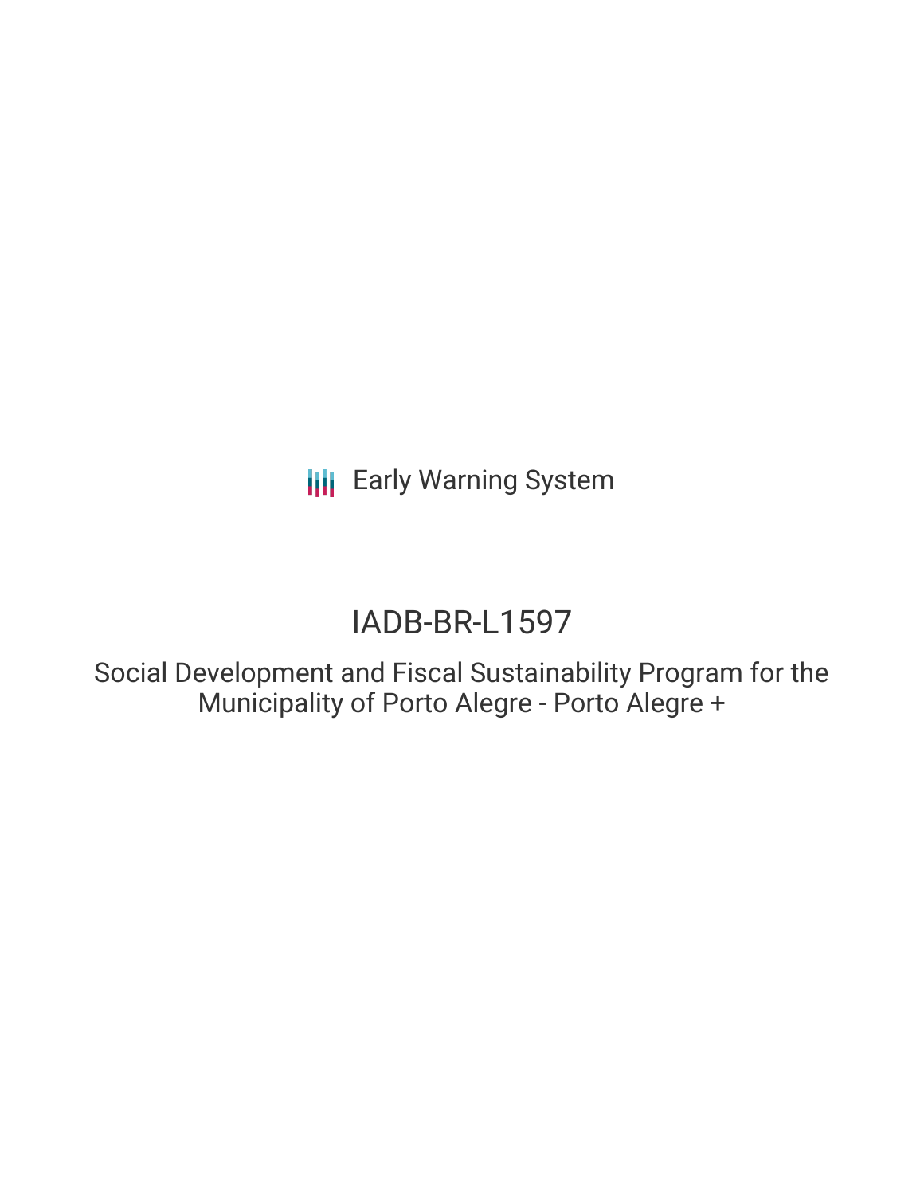Early Warning System

# IADB-BR-L1597

## Social Development and Fiscal Sustainability Program for the Municipality of Porto Alegre - Porto Alegre +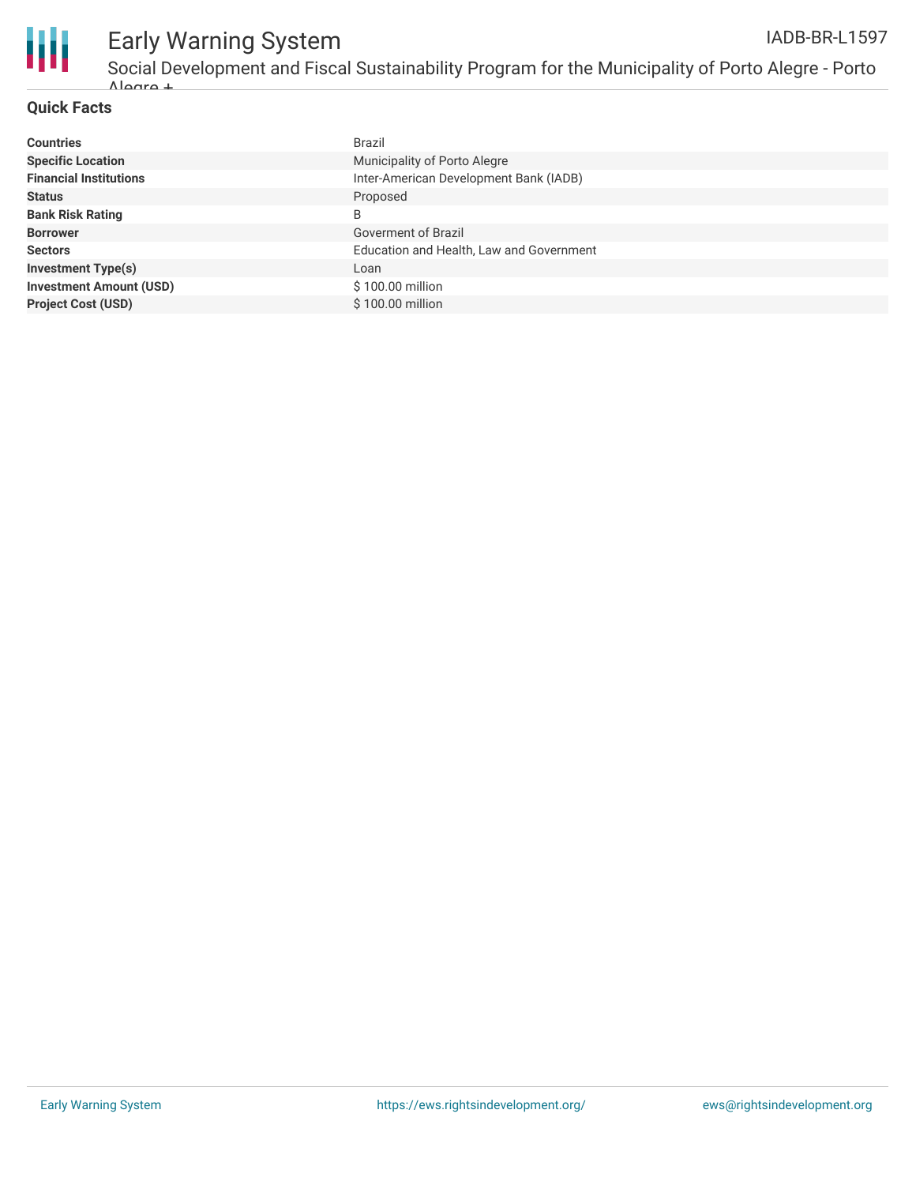## Quick Facts

| | |
|---|---|
| **Countries** | Brazil |
| **Specific Location** | Municipality of Porto Alegre |
| **Financial Institutions** | Inter-American Development Bank (IADB) |
| **Status** | Proposed |
| **Bank Risk Rating** | B |
| **Borrower** | Goverment of Brazil |
| **Sectors** | Education and Health, Law and Government |
| **Investment Type(s)** | Loan |
| **Investment Amount (USD)** | $ 100.00 million |
| **Project Cost (USD)** | $ 100.00 million |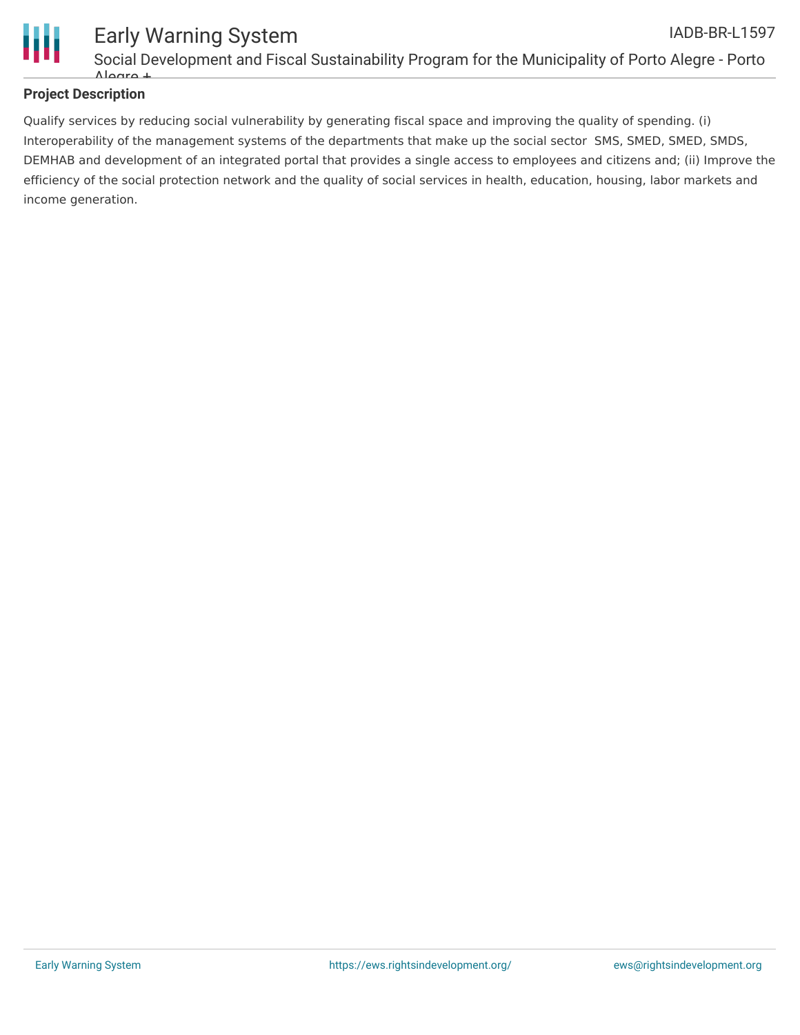**Project Description**

Qualify services by reducing social vulnerability by generating fiscal space and improving the quality of spending. (i) Interoperability of the management systems of the departments that make up the social sector  SMS, SMED, SMED, SMDS, DEMHAB and development of an integrated portal that provides a single access to employees and citizens and; (ii) Improve the efficiency of the social protection network and the quality of social services in health, education, housing, labor markets and income generation.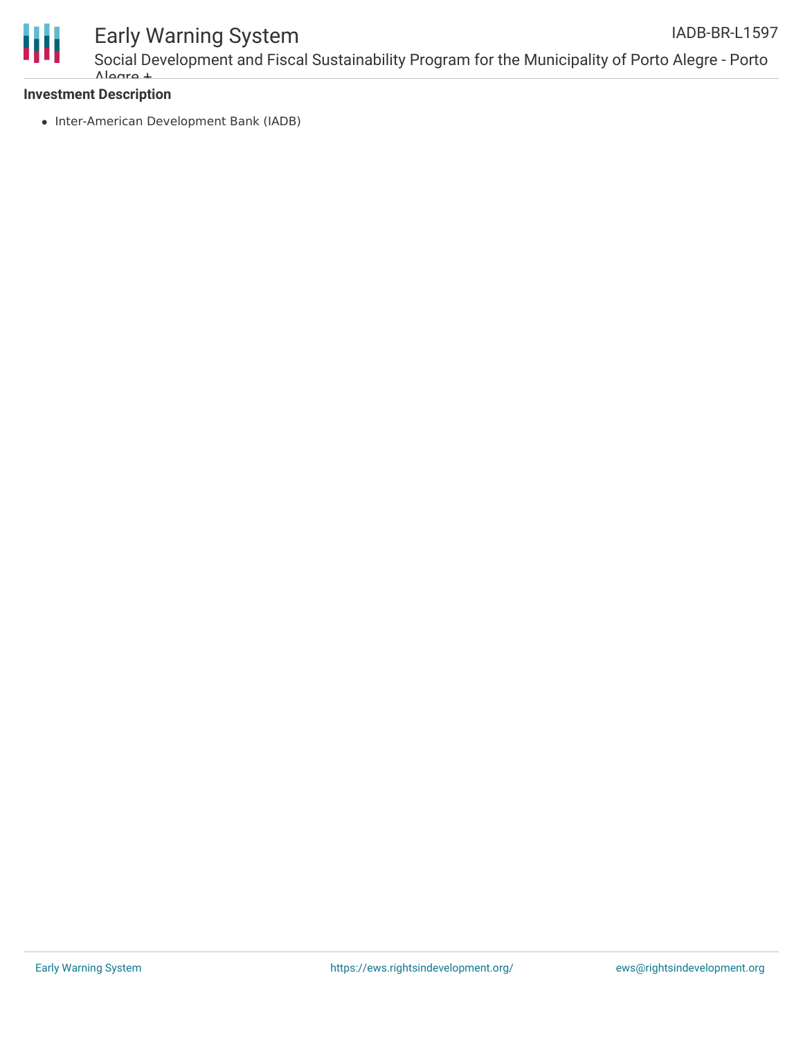### Investment Description

- Inter-American Development Bank (IADB)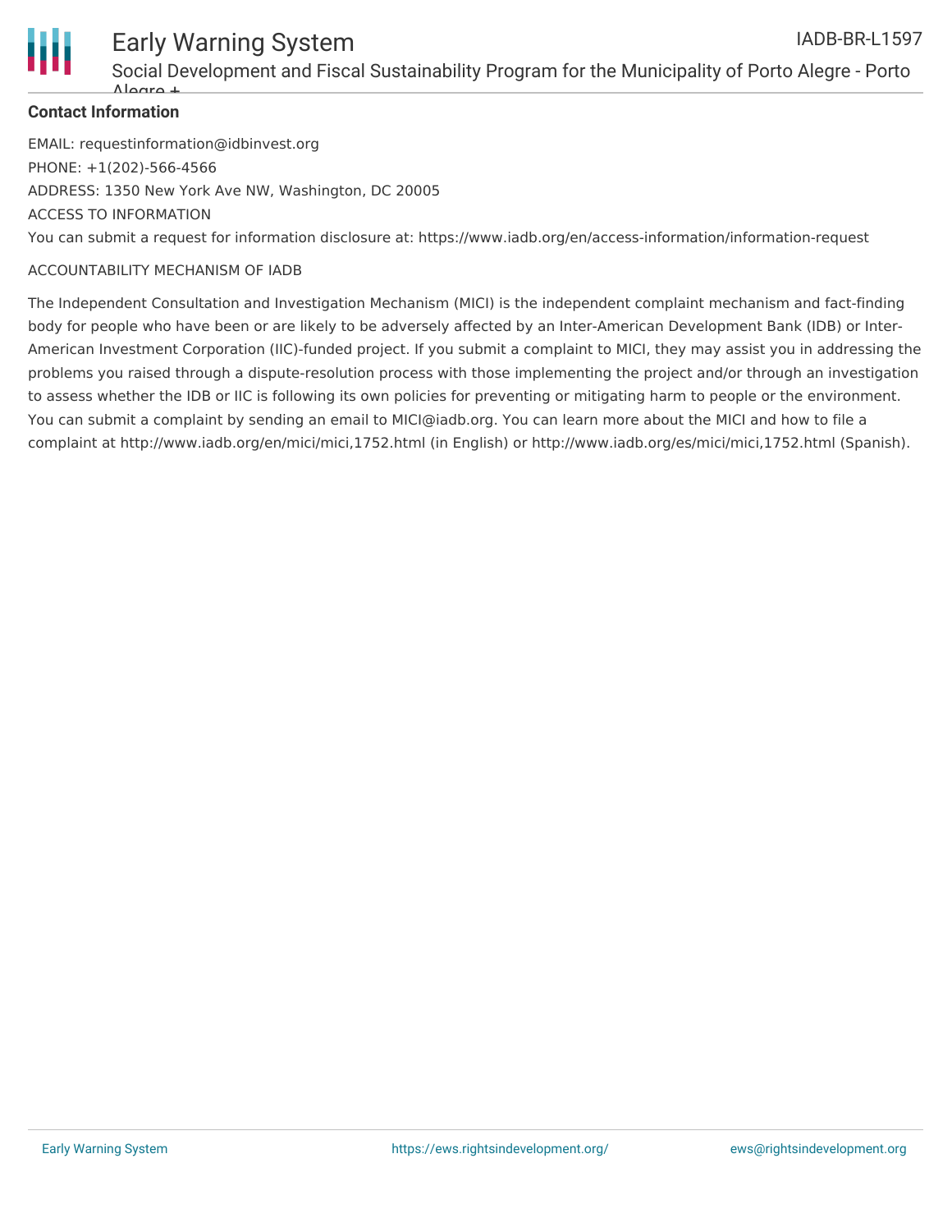**Contact Information**

EMAIL: requestinformation@idbinvest.org
PHONE: +1(202)-566-4566
ADDRESS: 1350 New York Ave NW, Washington, DC 20005
ACCESS TO INFORMATION
You can submit a request for information disclosure at: https://www.iadb.org/en/access-information/information-request

ACCOUNTABILITY MECHANISM OF IADB

The Independent Consultation and Investigation Mechanism (MICI) is the independent complaint mechanism and fact-finding body for people who have been or are likely to be adversely affected by an Inter-American Development Bank (IDB) or Inter-American Investment Corporation (IIC)-funded project. If you submit a complaint to MICI, they may assist you in addressing the problems you raised through a dispute-resolution process with those implementing the project and/or through an investigation to assess whether the IDB or IIC is following its own policies for preventing or mitigating harm to people or the environment. You can submit a complaint by sending an email to MICI@iadb.org. You can learn more about the MICI and how to file a complaint at http://www.iadb.org/en/mici/mici,1752.html (in English) or http://www.iadb.org/es/mici/mici,1752.html (Spanish).